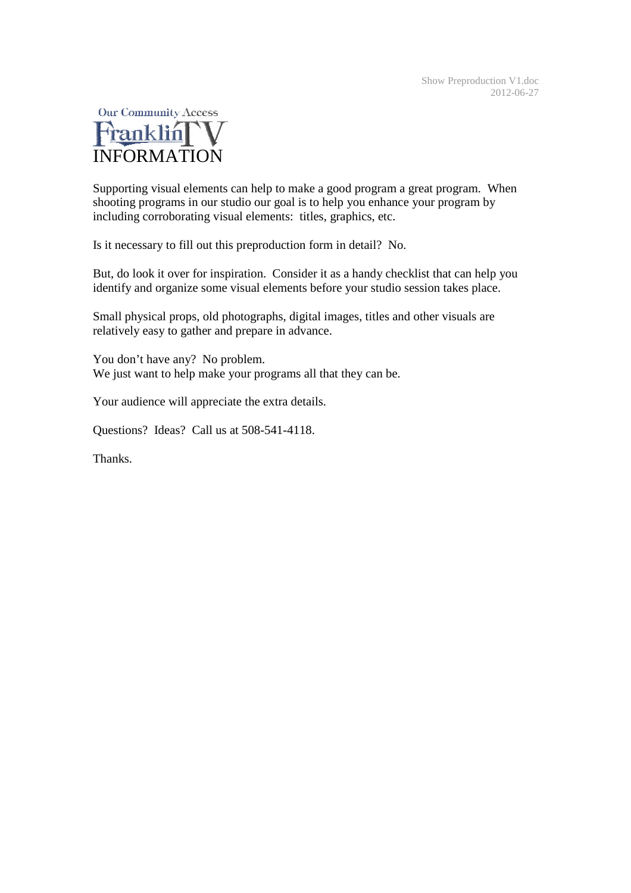Show Preproduction V1.doc
2012-06-27

Our Community Access
FranklinTV

# INFORMATION

Supporting visual elements can help to make a good program a great program. When shooting programs in our studio our goal is to help you enhance your program by including corroborating visual elements: titles, graphics, etc.

Is it necessary to fill out this preproduction form in detail? No.

But, do look it over for inspiration. Consider it as a handy checklist that can help you identify and organize some visual elements before your studio session takes place.

Small physical props, old photographs, digital images, titles and other visuals are relatively easy to gather and prepare in advance.

You don't have any? No problem.
We just want to help make your programs all that they can be.

Your audience will appreciate the extra details.

Questions? Ideas? Call us at 508-541-4118.

Thanks.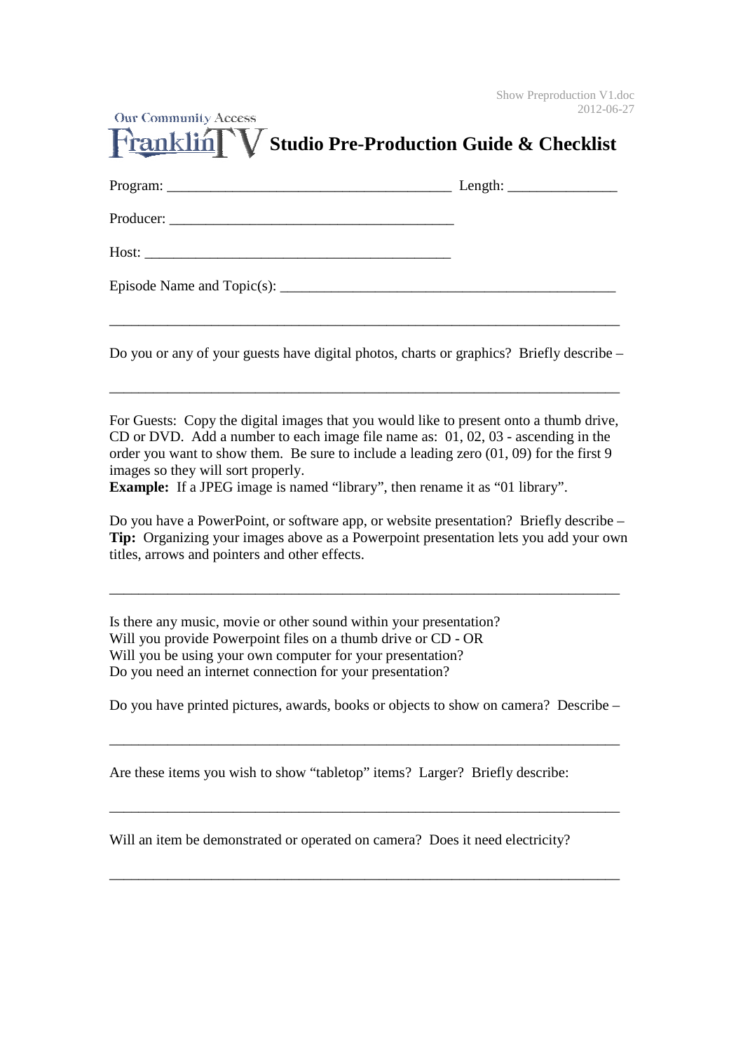Show Preproduction V1.doc
2012-06-27

Our Community Access

# FranklinTV Studio Pre-Production Guide & Checklist

Program: ______________________________________ Length: _______________

Producer: ______________________________________

Host: __________________________________________

Episode Name and Topic(s): ______________________________________________

________________________________________________________________________

Do you or any of your guests have digital photos, charts or graphics? Briefly describe –

________________________________________________________________________

For Guests: Copy the digital images that you would like to present onto a thumb drive, CD or DVD. Add a number to each image file name as: 01, 02, 03 - ascending in the order you want to show them. Be sure to include a leading zero (01, 09) for the first 9 images so they will sort properly.
**Example:** If a JPEG image is named "library", then rename it as "01 library".

Do you have a PowerPoint, or software app, or website presentation? Briefly describe –
**Tip:** Organizing your images above as a Powerpoint presentation lets you add your own titles, arrows and pointers and other effects.

________________________________________________________________________

Is there any music, movie or other sound within your presentation?
Will you provide Powerpoint files on a thumb drive or CD - OR
Will you be using your own computer for your presentation?
Do you need an internet connection for your presentation?

Do you have printed pictures, awards, books or objects to show on camera? Describe –

________________________________________________________________________

Are these items you wish to show "tabletop" items? Larger? Briefly describe:

________________________________________________________________________

Will an item be demonstrated or operated on camera? Does it need electricity?

________________________________________________________________________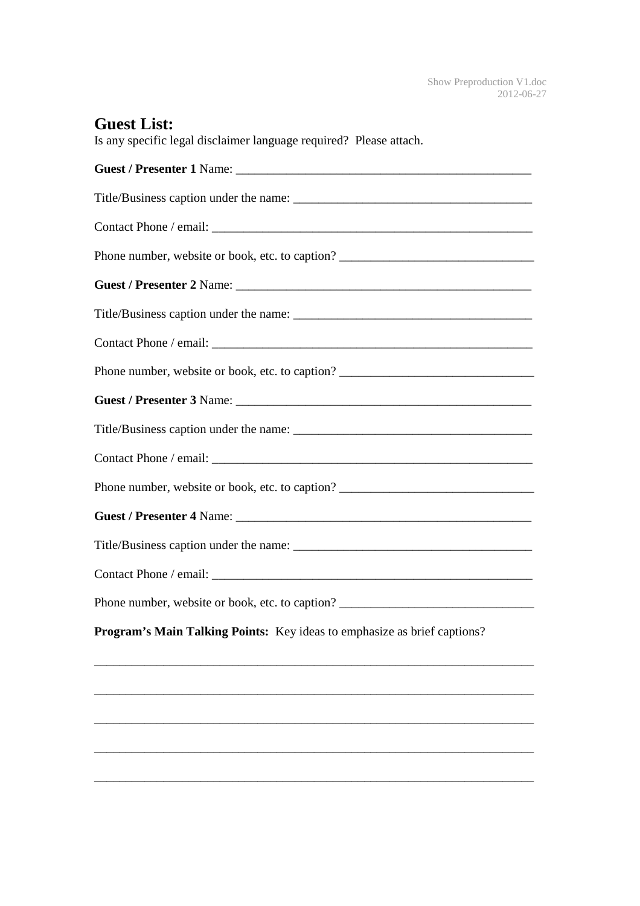## Guest List:

Is any specific legal disclaimer language required? Please attach.

**Guest / Presenter 1** Name: _______________________________________________

Title/Business caption under the name: ______________________________________

Contact Phone / email: ____________________________________________________

Phone number, website or book, etc. to caption? ______________________________

**Guest / Presenter 2** Name: _______________________________________________

Title/Business caption under the name: ______________________________________

Contact Phone / email: ____________________________________________________

Phone number, website or book, etc. to caption? ______________________________

**Guest / Presenter 3** Name: _______________________________________________

Title/Business caption under the name: ______________________________________

Contact Phone / email: ____________________________________________________

Phone number, website or book, etc. to caption? ______________________________

**Guest / Presenter 4** Name: _______________________________________________

Title/Business caption under the name: ______________________________________

Contact Phone / email: ____________________________________________________

Phone number, website or book, etc. to caption? ______________________________

**Program's Main Talking Points:** Key ideas to emphasize as brief captions?

_____________________________________________________________________

_____________________________________________________________________

_____________________________________________________________________

_____________________________________________________________________

_____________________________________________________________________